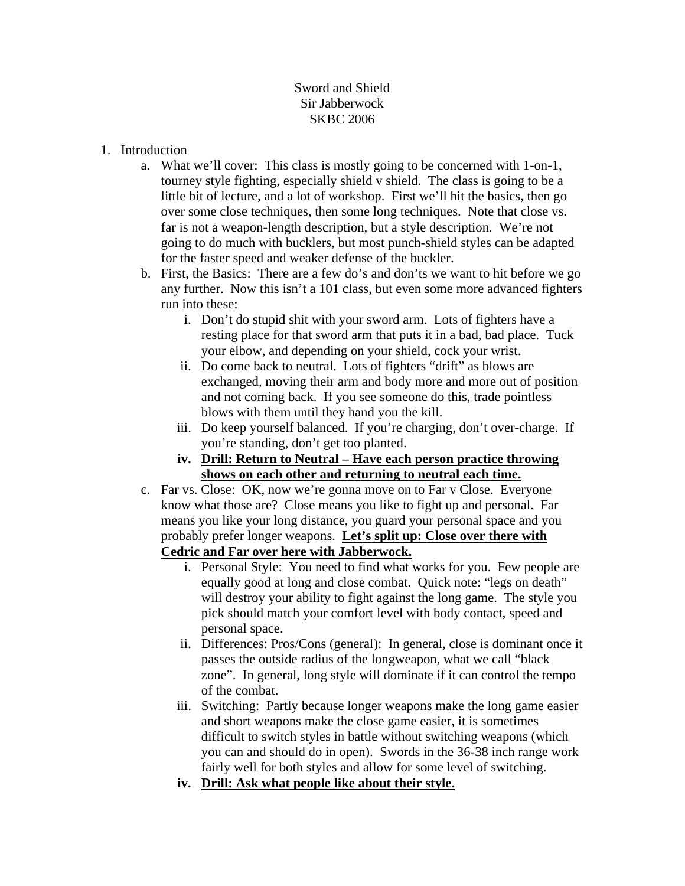Sword and Shield
Sir Jabberwock
SKBC 2006

1. Introduction
    a. What we'll cover: This class is mostly going to be concerned with 1-on-1, tourney style fighting, especially shield v shield. The class is going to be a little bit of lecture, and a lot of workshop. First we'll hit the basics, then go over some close techniques, then some long techniques. Note that close vs. far is not a weapon-length description, but a style description. We're not going to do much with bucklers, but most punch-shield styles can be adapted for the faster speed and weaker defense of the buckler.
    b. First, the Basics: There are a few do's and don'ts we want to hit before we go any further. Now this isn't a 101 class, but even some more advanced fighters run into these:
        i. Don't do stupid shit with your sword arm. Lots of fighters have a resting place for that sword arm that puts it in a bad, bad place. Tuck your elbow, and depending on your shield, cock your wrist.
        ii. Do come back to neutral. Lots of fighters "drift" as blows are exchanged, moving their arm and body more and more out of position and not coming back. If you see someone do this, trade pointless blows with them until they hand you the kill.
        iii. Do keep yourself balanced. If you're charging, don't over-charge. If you're standing, don't get too planted.
        iv. **<u>Drill: Return to Neutral – Have each person practice throwing shows on each other and returning to neutral each time.</u>**
    c. Far vs. Close: OK, now we're gonna move on to Far v Close. Everyone know what those are? Close means you like to fight up and personal. Far means you like your long distance, you guard your personal space and you probably prefer longer weapons. **<u>Let's split up: Close over there with Cedric and Far over here with Jabberwock.</u>**
        i. Personal Style: You need to find what works for you. Few people are equally good at long and close combat. Quick note: "legs on death" will destroy your ability to fight against the long game. The style you pick should match your comfort level with body contact, speed and personal space.
        ii. Differences: Pros/Cons (general): In general, close is dominant once it passes the outside radius of the longweapon, what we call "black zone". In general, long style will dominate if it can control the tempo of the combat.
        iii. Switching: Partly because longer weapons make the long game easier and short weapons make the close game easier, it is sometimes difficult to switch styles in battle without switching weapons (which you can and should do in open). Swords in the 36-38 inch range work fairly well for both styles and allow for some level of switching.
        iv. **<u>Drill: Ask what people like about their style.</u>**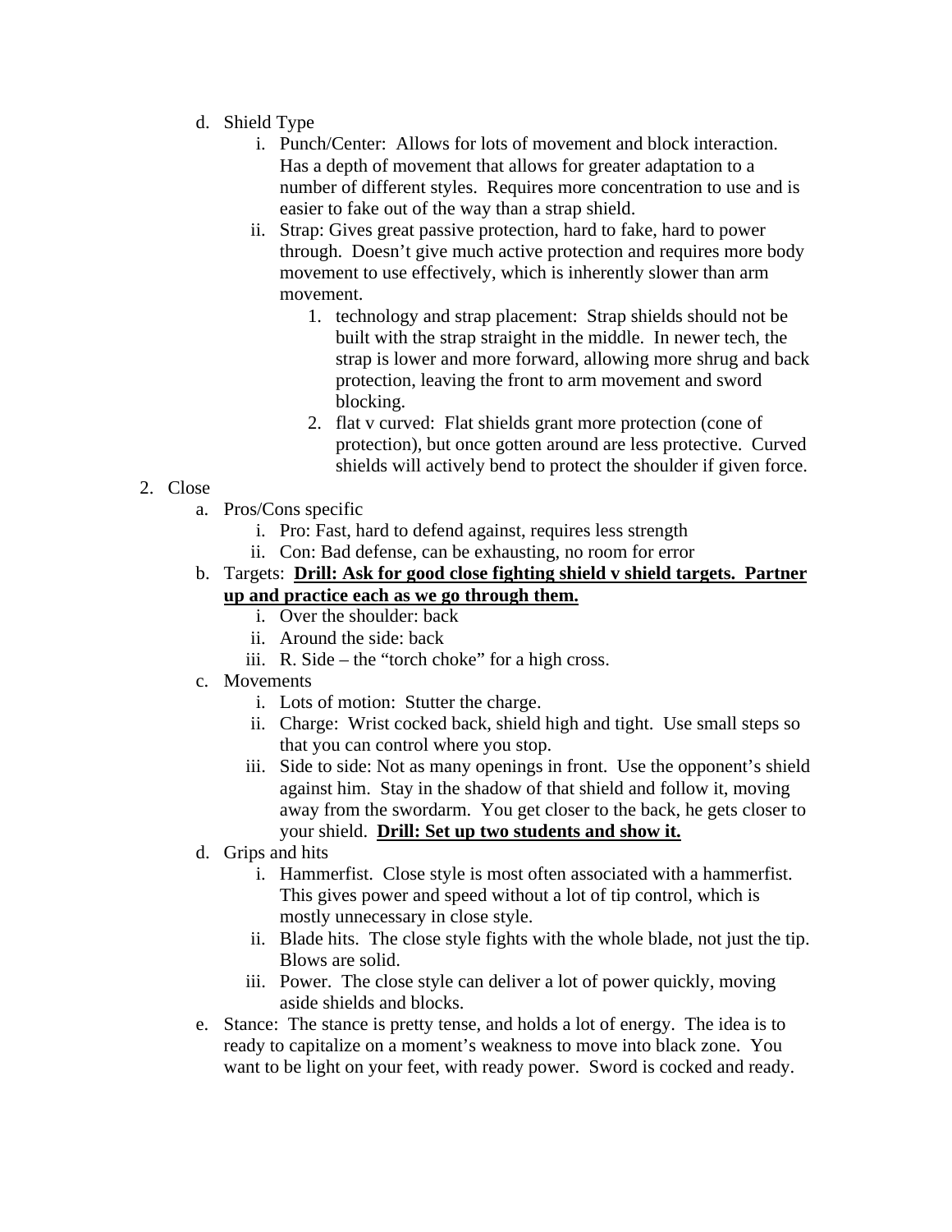d. Shield Type
    i. Punch/Center: Allows for lots of movement and block interaction. Has a depth of movement that allows for greater adaptation to a number of different styles. Requires more concentration to use and is easier to fake out of the way than a strap shield.
    ii. Strap: Gives great passive protection, hard to fake, hard to power through. Doesn't give much active protection and requires more body movement to use effectively, which is inherently slower than arm movement.
        1. technology and strap placement: Strap shields should not be built with the strap straight in the middle. In newer tech, the strap is lower and more forward, allowing more shrug and back protection, leaving the front to arm movement and sword blocking.
        2. flat v curved: Flat shields grant more protection (cone of protection), but once gotten around are less protective. Curved shields will actively bend to protect the shoulder if given force.

2. Close
    a. Pros/Cons specific
        i. Pro: Fast, hard to defend against, requires less strength
        ii. Con: Bad defense, can be exhausting, no room for error
    b. Targets: <u>**Drill: Ask for good close fighting shield v shield targets. Partner up and practice each as we go through them.**</u>
        i. Over the shoulder: back
        ii. Around the side: back
        iii. R. Side – the "torch choke" for a high cross.
    c. Movements
        i. Lots of motion: Stutter the charge.
        ii. Charge: Wrist cocked back, shield high and tight. Use small steps so that you can control where you stop.
        iii. Side to side: Not as many openings in front. Use the opponent's shield against him. Stay in the shadow of that shield and follow it, moving away from the swordarm. You get closer to the back, he gets closer to your shield. <u>**Drill: Set up two students and show it.**</u>
    d. Grips and hits
        i. Hammerfist. Close style is most often associated with a hammerfist. This gives power and speed without a lot of tip control, which is mostly unnecessary in close style.
        ii. Blade hits. The close style fights with the whole blade, not just the tip. Blows are solid.
        iii. Power. The close style can deliver a lot of power quickly, moving aside shields and blocks.
    e. Stance: The stance is pretty tense, and holds a lot of energy. The idea is to ready to capitalize on a moment's weakness to move into black zone. You want to be light on your feet, with ready power. Sword is cocked and ready.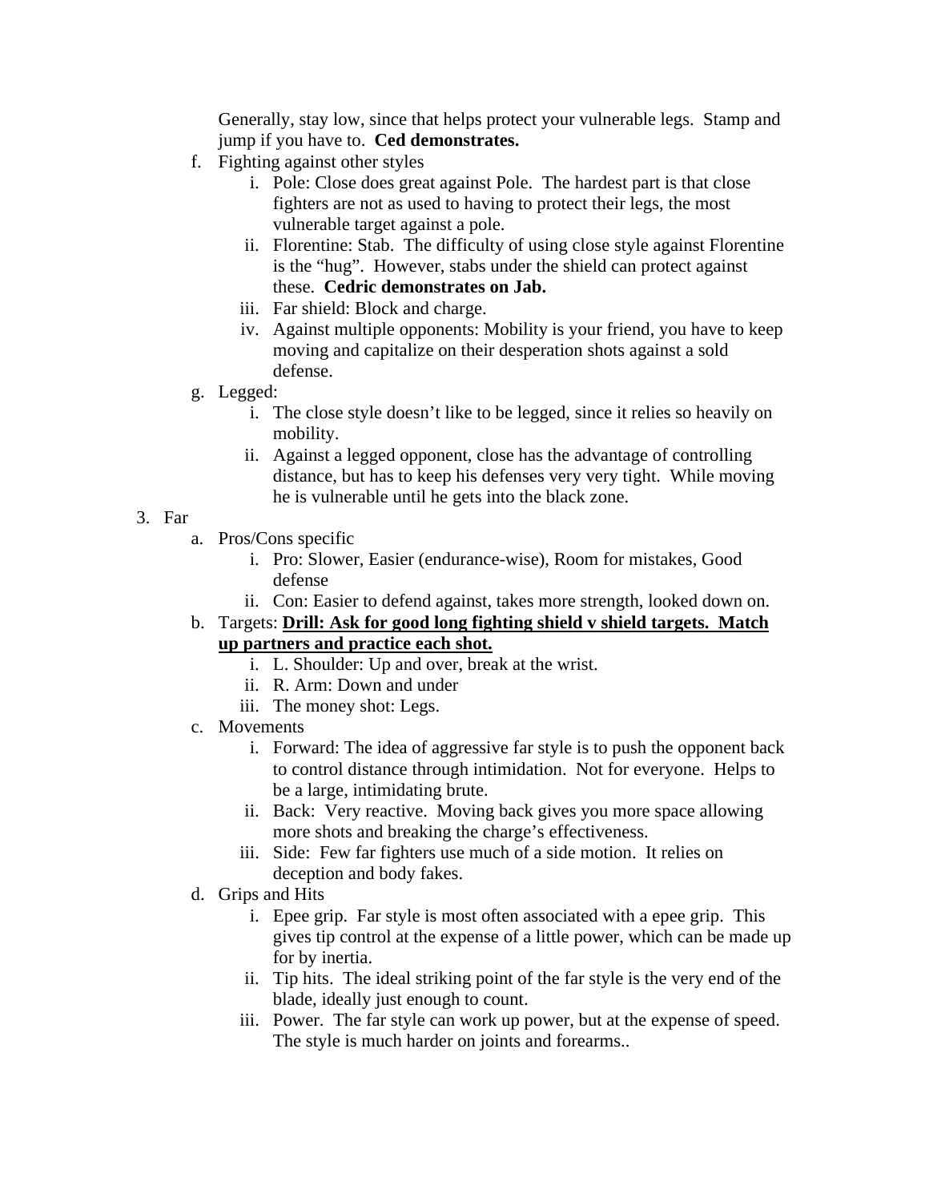Generally, stay low, since that helps protect your vulnerable legs. Stamp and jump if you have to. **Ced demonstrates.**

f. Fighting against other styles
    i. Pole: Close does great against Pole. The hardest part is that close fighters are not as used to having to protect their legs, the most vulnerable target against a pole.
    ii. Florentine: Stab. The difficulty of using close style against Florentine is the "hug". However, stabs under the shield can protect against these. **Cedric demonstrates on Jab.**
    iii. Far shield: Block and charge.
    iv. Against multiple opponents: Mobility is your friend, you have to keep moving and capitalize on their desperation shots against a sold defense.

g. Legged:
    i. The close style doesn't like to be legged, since it relies so heavily on mobility.
    ii. Against a legged opponent, close has the advantage of controlling distance, but has to keep his defenses very very tight. While moving he is vulnerable until he gets into the black zone.

3. Far
    a. Pros/Cons specific
        i. Pro: Slower, Easier (endurance-wise), Room for mistakes, Good defense
        ii. Con: Easier to defend against, takes more strength, looked down on.
    b. Targets: **<u>Drill: Ask for good long fighting shield v shield targets. Match up partners and practice each shot.</u>**
        i. L. Shoulder: Up and over, break at the wrist.
        ii. R. Arm: Down and under
        iii. The money shot: Legs.
    c. Movements
        i. Forward: The idea of aggressive far style is to push the opponent back to control distance through intimidation. Not for everyone. Helps to be a large, intimidating brute.
        ii. Back: Very reactive. Moving back gives you more space allowing more shots and breaking the charge's effectiveness.
        iii. Side: Few far fighters use much of a side motion. It relies on deception and body fakes.
    d. Grips and Hits
        i. Epee grip. Far style is most often associated with a epee grip. This gives tip control at the expense of a little power, which can be made up for by inertia.
        ii. Tip hits. The ideal striking point of the far style is the very end of the blade, ideally just enough to count.
        iii. Power. The far style can work up power, but at the expense of speed. The style is much harder on joints and forearms..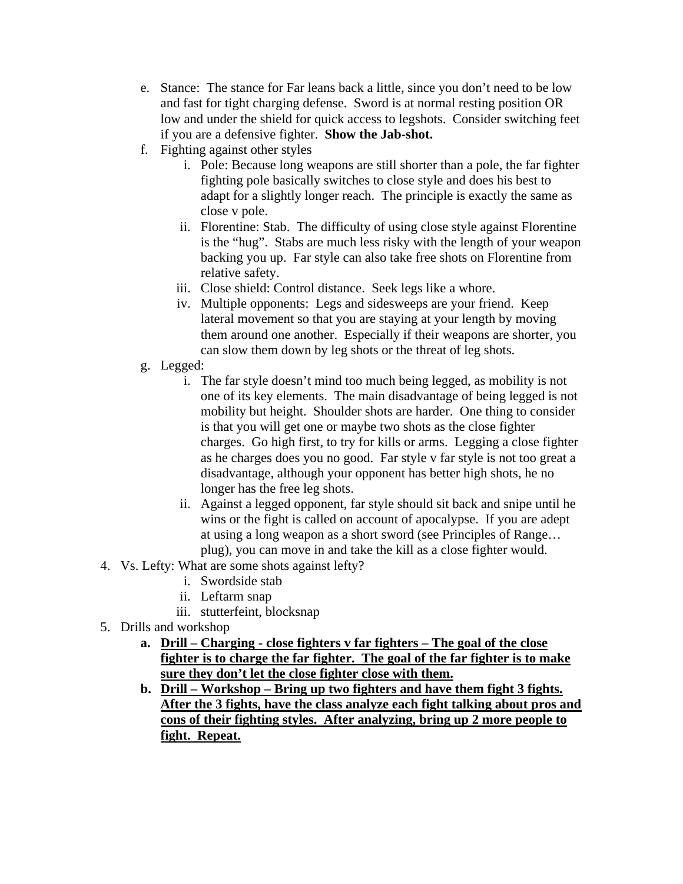e. Stance: The stance for Far leans back a little, since you don't need to be low and fast for tight charging defense. Sword is at normal resting position OR low and under the shield for quick access to legshots. Consider switching feet if you are a defensive fighter. **Show the Jab-shot.**
   f. Fighting against other styles
      i. Pole: Because long weapons are still shorter than a pole, the far fighter fighting pole basically switches to close style and does his best to adapt for a slightly longer reach. The principle is exactly the same as close v pole.
      ii. Florentine: Stab. The difficulty of using close style against Florentine is the "hug". Stabs are much less risky with the length of your weapon backing you up. Far style can also take free shots on Florentine from relative safety.
      iii. Close shield: Control distance. Seek legs like a whore.
      iv. Multiple opponents: Legs and sidesweeps are your friend. Keep lateral movement so that you are staying at your length by moving them around one another. Especially if their weapons are shorter, you can slow them down by leg shots or the threat of leg shots.
   g. Legged:
      i. The far style doesn't mind too much being legged, as mobility is not one of its key elements. The main disadvantage of being legged is not mobility but height. Shoulder shots are harder. One thing to consider is that you will get one or maybe two shots as the close fighter charges. Go high first, to try for kills or arms. Legging a close fighter as he charges does you no good. Far style v far style is not too great a disadvantage, although your opponent has better high shots, he no longer has the free leg shots.
      ii. Against a legged opponent, far style should sit back and snipe until he wins or the fight is called on account of apocalypse. If you are adept at using a long weapon as a short sword (see Principles of Range… plug), you can move in and take the kill as a close fighter would.

4. Vs. Lefty: What are some shots against lefty?
      i. Swordside stab
      ii. Leftarm snap
      iii. stutterfeint, blocksnap
5. Drills and workshop
   a. **<u>Drill – Charging - close fighters v far fighters – The goal of the close fighter is to charge the far fighter. The goal of the far fighter is to make sure they don't let the close fighter close with them.</u>**
   b. **<u>Drill – Workshop – Bring up two fighters and have them fight 3 fights. After the 3 fights, have the class analyze each fight talking about pros and cons of their fighting styles. After analyzing, bring up 2 more people to fight. Repeat.</u>**